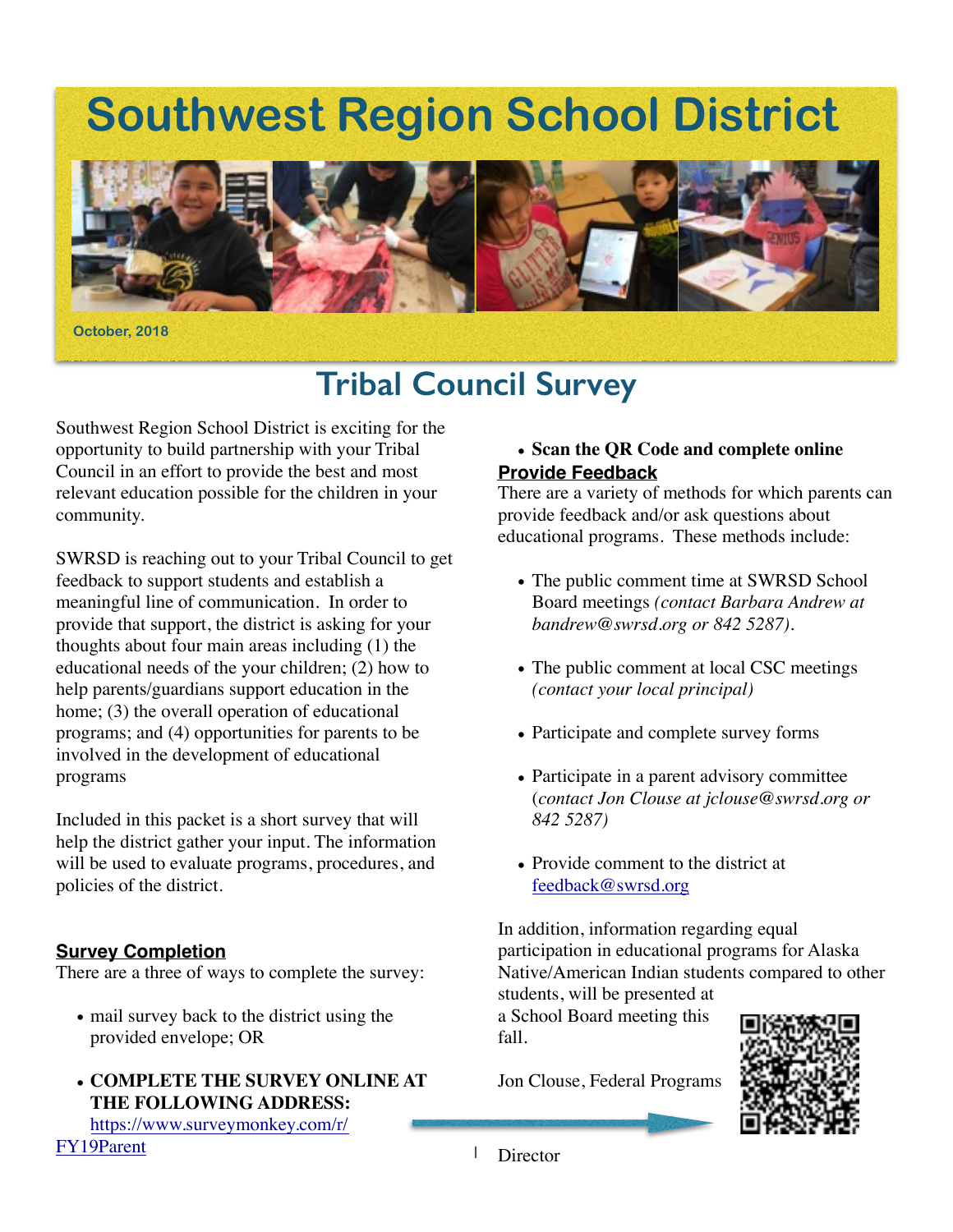# Southwest Region School District

October, 2018

## Tribal Council Survey

Southwest Region School District is exciting for the opportunity to build partnership with your Tribal Council in an effort to provide the best and most relevant education possible for the children in your community.

SWRSD is reaching out to your Tribal Council to get feedback to support students and establish a meaningful line of communication. In order to provide that support, the district is asking for your thoughts about four main areas including (1) the educational needs of the your children; (2) how to help parents/guardians support education in the home; (3) the overall operation of educational programs; and (4) opportunities for parents to be involved in the development of educational programs

Included in this packet is a short survey that will help the district gather your input. The information will be used to evaluate programs, procedures, and policies of the district.

### Survey Completion

There are a three of ways to complete the survey:

- mail survey back to the district using the provided envelope; OR
- **COMPLETE THE SURVEY ONLINE AT THE FOLLOWING ADDRESS:** https://www.surveymonkey.com/r/FY19Parent
- **Scan the QR Code and complete online**

### Provide Feedback

There are a variety of methods for which parents can provide feedback and/or ask questions about educational programs. These methods include:

- The public comment time at SWRSD School Board meetings *(contact Barbara Andrew at bandrew@swrsd.org or 842 5287).*
- The public comment at local CSC meetings *(contact your local principal)*
- Participate and complete survey forms
- Participate in a parent advisory committee (*contact Jon Clouse at jclouse@swrsd.org or 842 5287)*
- Provide comment to the district at feedback@swrsd.org

In addition, information regarding equal participation in educational programs for Alaska Native/American Indian students compared to other students, will be presented at a School Board meeting this fall.

Jon Clouse, Federal Programs Director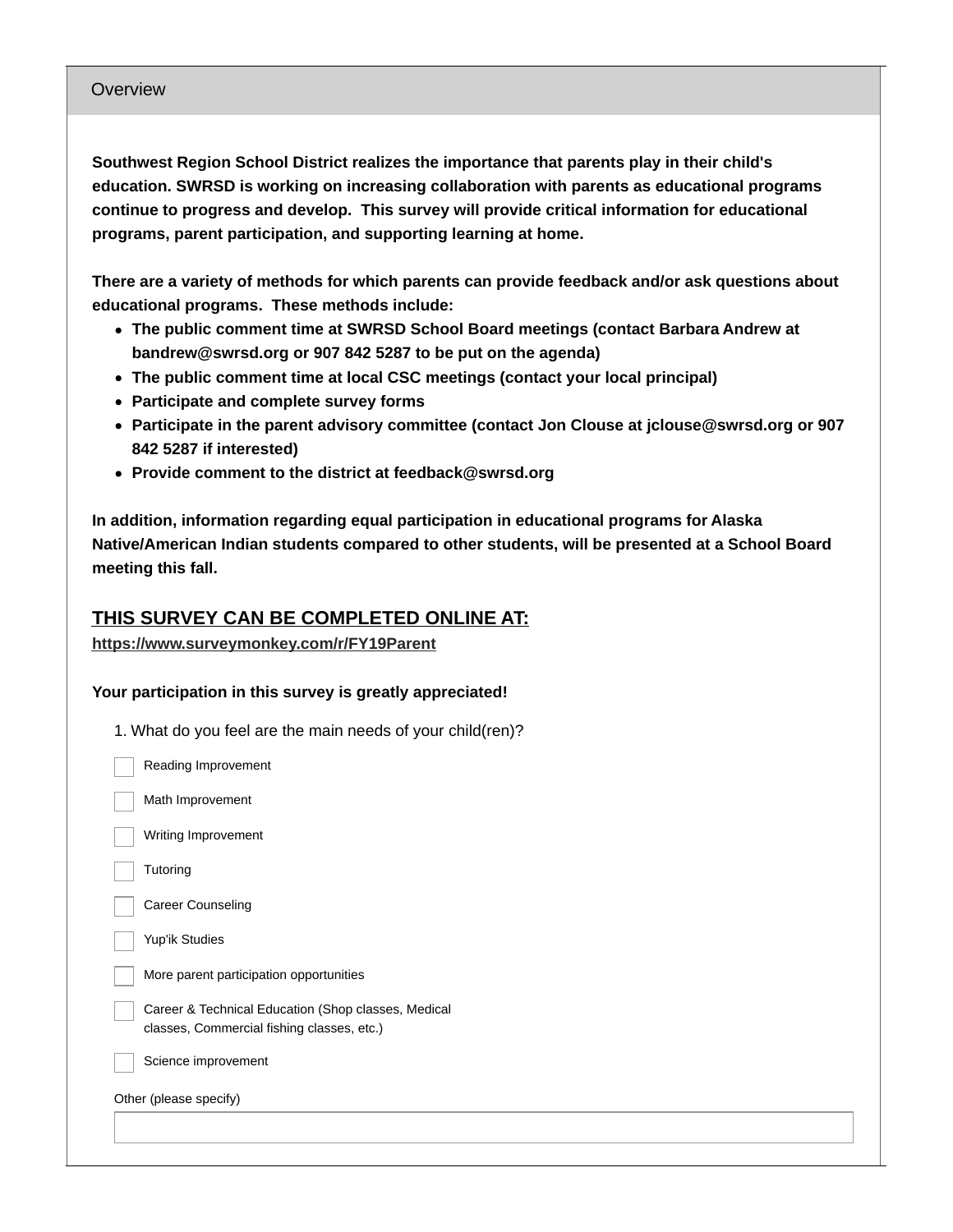## Overview

**Southwest Region School District realizes the importance that parents play in their child's education. SWRSD is working on increasing collaboration with parents as educational programs continue to progress and develop. This survey will provide critical information for educational programs, parent participation, and supporting learning at home.**

**There are a variety of methods for which parents can provide feedback and/or ask questions about educational programs. These methods include:**

- **The public comment time at SWRSD School Board meetings (contact Barbara Andrew at bandrew@swrsd.org or 907 842 5287 to be put on the agenda)**
- **The public comment time at local CSC meetings (contact your local principal)**
- **Participate and complete survey forms**
- **Participate in the parent advisory committee (contact Jon Clouse at jclouse@swrsd.org or 907 842 5287 if interested)**
- **Provide comment to the district at feedback@swrsd.org**

**In addition, information regarding equal participation in educational programs for Alaska Native/American Indian students compared to other students, will be presented at a School Board meeting this fall.**

**THIS SURVEY CAN BE COMPLETED ONLINE AT:**
**https://www.surveymonkey.com/r/FY19Parent**

**Your participation in this survey is greatly appreciated!**

1. What do you feel are the main needs of your child(ren)?

- [ ] Reading Improvement
- [ ] Math Improvement
- [ ] Writing Improvement
- [ ] Tutoring
- [ ] Career Counseling
- [ ] Yup'ik Studies
- [ ] More parent participation opportunities
- [ ] Career & Technical Education (Shop classes, Medical classes, Commercial fishing classes, etc.)
- [ ] Science improvement

Other (please specify)

______________________________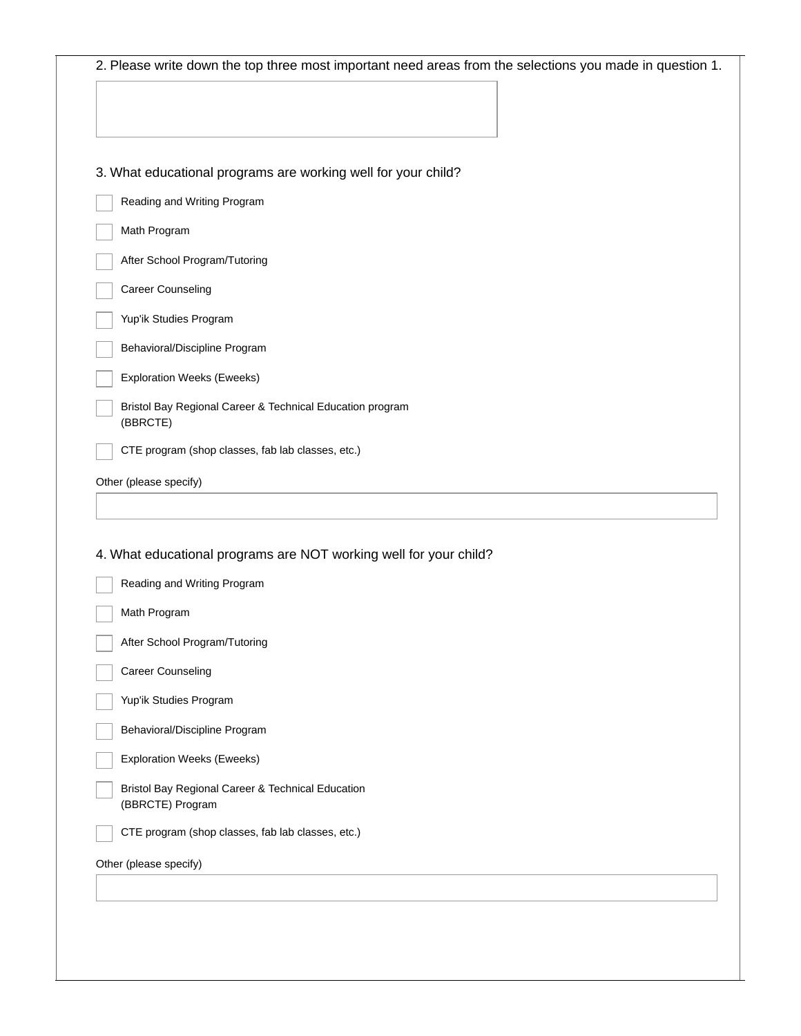2. Please write down the top three most important need areas from the selections you made in question 1.

3. What educational programs are working well for your child?

- [ ] Reading and Writing Program
- [ ] Math Program
- [ ] After School Program/Tutoring
- [ ] Career Counseling
- [ ] Yup'ik Studies Program
- [ ] Behavioral/Discipline Program
- [ ] Exploration Weeks (Eweeks)
- [ ] Bristol Bay Regional Career & Technical Education program (BBRCTE)
- [ ] CTE program (shop classes, fab lab classes, etc.)

Other (please specify)

4. What educational programs are NOT working well for your child?

- [ ] Reading and Writing Program
- [ ] Math Program
- [ ] After School Program/Tutoring
- [ ] Career Counseling
- [ ] Yup'ik Studies Program
- [ ] Behavioral/Discipline Program
- [ ] Exploration Weeks (Eweeks)
- [ ] Bristol Bay Regional Career & Technical Education (BBRCTE) Program
- [ ] CTE program (shop classes, fab lab classes, etc.)

Other (please specify)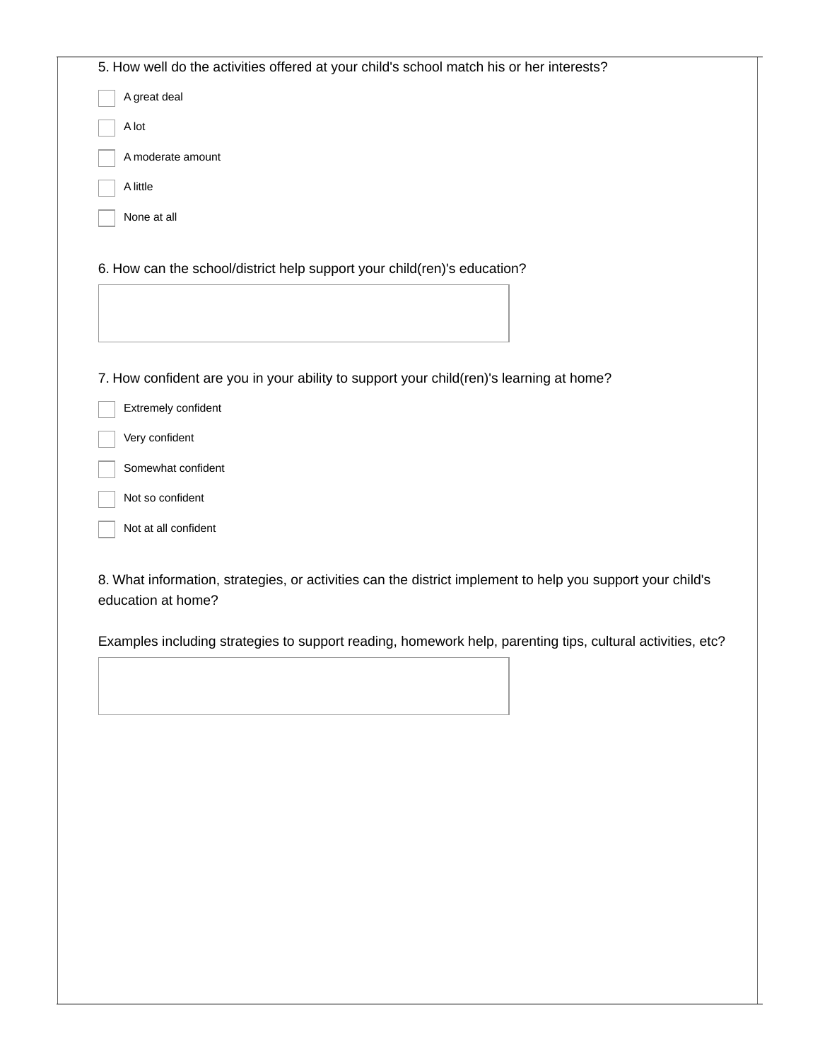5. How well do the activities offered at your child's school match his or her interests?

- [ ] A great deal
- [ ] A lot
- [ ] A moderate amount
- [ ] A little
- [ ] None at all

6. How can the school/district help support your child(ren)'s education?

7. How confident are you in your ability to support your child(ren)'s learning at home?

- [ ] Extremely confident
- [ ] Very confident
- [ ] Somewhat confident
- [ ] Not so confident
- [ ] Not at all confident

8. What information, strategies, or activities can the district implement to help you support your child's education at home?

Examples including strategies to support reading, homework help, parenting tips, cultural activities, etc?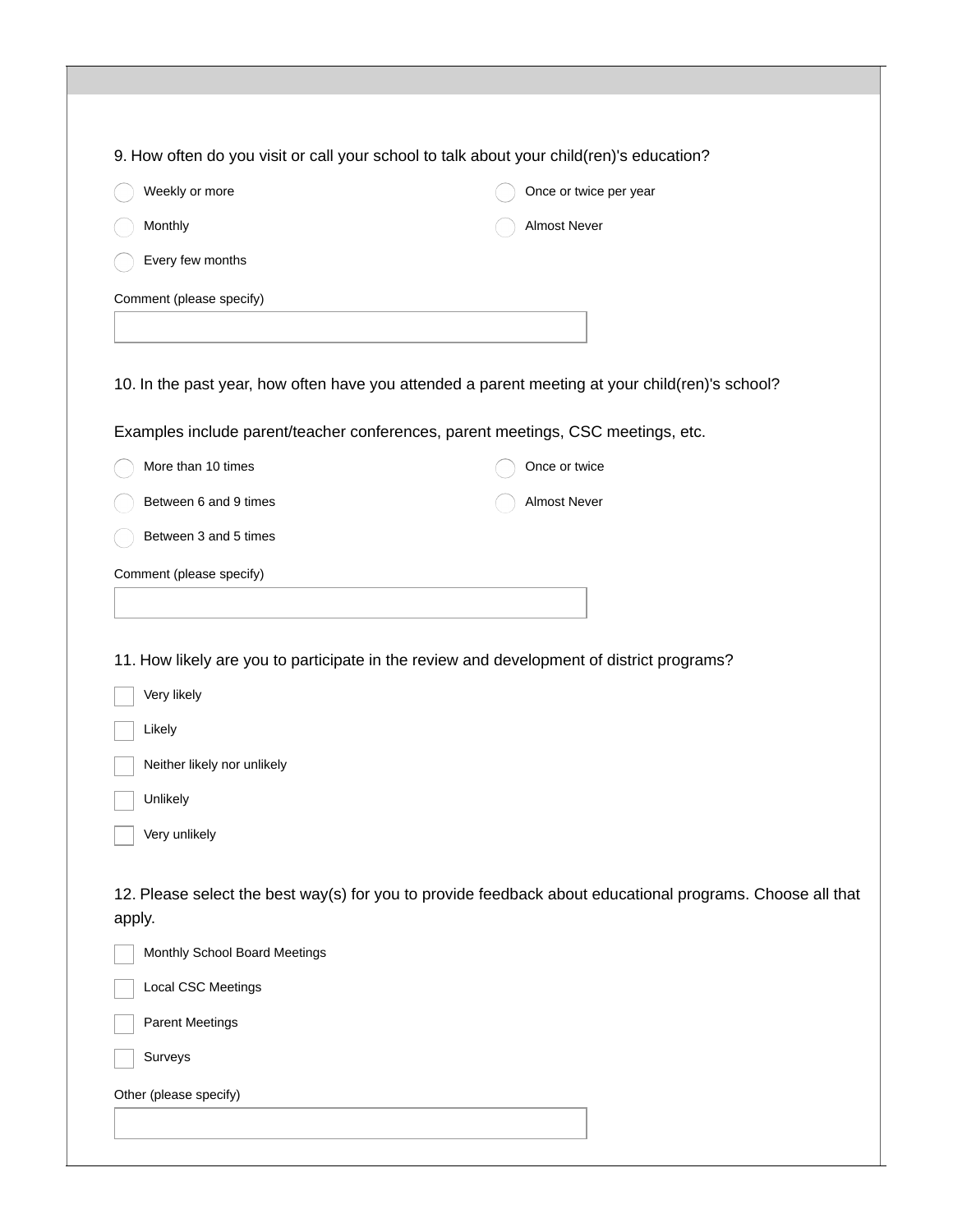9. How often do you visit or call your school to talk about your child(ren)'s education?

- ◯ Weekly or more
- ◯ Monthly
- ◯ Every few months
- ◯ Once or twice per year
- ◯ Almost Never

Comment (please specify)

\_\_\_\_\_\_\_\_\_\_\_\_\_\_\_\_\_\_\_\_

10. In the past year, how often have you attended a parent meeting at your child(ren)'s school?

Examples include parent/teacher conferences, parent meetings, CSC meetings, etc.

- ◯ More than 10 times
- ◯ Between 6 and 9 times
- ◯ Between 3 and 5 times
- ◯ Once or twice
- ◯ Almost Never

Comment (please specify)

\_\_\_\_\_\_\_\_\_\_\_\_\_\_\_\_\_\_\_\_

11. How likely are you to participate in the review and development of district programs?

- ☐ Very likely
- ☐ Likely
- ☐ Neither likely nor unlikely
- ☐ Unlikely
- ☐ Very unlikely

12. Please select the best way(s) for you to provide feedback about educational programs. Choose all that apply.

- ☐ Monthly School Board Meetings
- ☐ Local CSC Meetings
- ☐ Parent Meetings
- ☐ Surveys

Other (please specify)

\_\_\_\_\_\_\_\_\_\_\_\_\_\_\_\_\_\_\_\_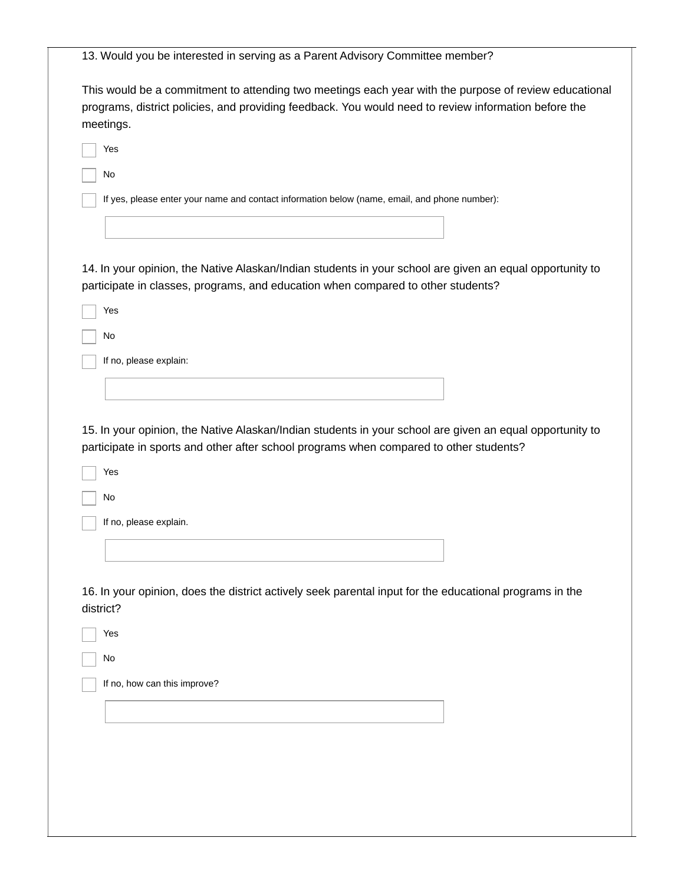13. Would you be interested in serving as a Parent Advisory Committee member?

This would be a commitment to attending two meetings each year with the purpose of review educational programs, district policies, and providing feedback. You would need to review information before the meetings.

- [ ] Yes
- [ ] No
- [ ] If yes, please enter your name and contact information below (name, email, and phone number):

\_\_\_\_\_\_\_\_\_\_\_\_\_\_\_\_\_\_\_\_\_\_\_\_\_\_\_\_\_\_\_\_\_\_\_\_\_\_\_\_

14. In your opinion, the Native Alaskan/Indian students in your school are given an equal opportunity to participate in classes, programs, and education when compared to other students?

- [ ] Yes
- [ ] No
- [ ] If no, please explain:

\_\_\_\_\_\_\_\_\_\_\_\_\_\_\_\_\_\_\_\_\_\_\_\_\_\_\_\_\_\_\_\_\_\_\_\_\_\_\_\_

15. In your opinion, the Native Alaskan/Indian students in your school are given an equal opportunity to participate in sports and other after school programs when compared to other students?

- [ ] Yes
- [ ] No
- [ ] If no, please explain.

\_\_\_\_\_\_\_\_\_\_\_\_\_\_\_\_\_\_\_\_\_\_\_\_\_\_\_\_\_\_\_\_\_\_\_\_\_\_\_\_

16. In your opinion, does the district actively seek parental input for the educational programs in the district?

- [ ] Yes
- [ ] No
- [ ] If no, how can this improve?

\_\_\_\_\_\_\_\_\_\_\_\_\_\_\_\_\_\_\_\_\_\_\_\_\_\_\_\_\_\_\_\_\_\_\_\_\_\_\_\_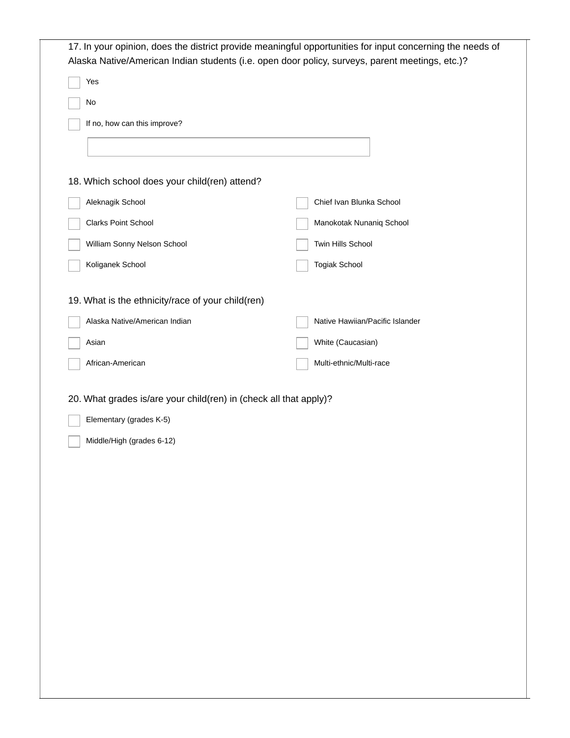17. In your opinion, does the district provide meaningful opportunities for input concerning the needs of Alaska Native/American Indian students (i.e. open door policy, surveys, parent meetings, etc.)?

- [ ] Yes
- [ ] No
- [ ] If no, how can this improve?

18. Which school does your child(ren) attend?

- [ ] Aleknagik School
- [ ] Clarks Point School
- [ ] William Sonny Nelson School
- [ ] Koliganek School
- [ ] Chief Ivan Blunka School
- [ ] Manokotak Nunaniq School
- [ ] Twin Hills School
- [ ] Togiak School

19. What is the ethnicity/race of your child(ren)

- [ ] Alaska Native/American Indian
- [ ] Asian
- [ ] African-American
- [ ] Native Hawiian/Pacific Islander
- [ ] White (Caucasian)
- [ ] Multi-ethnic/Multi-race

20. What grades is/are your child(ren) in (check all that apply)?

- [ ] Elementary (grades K-5)
- [ ] Middle/High (grades 6-12)